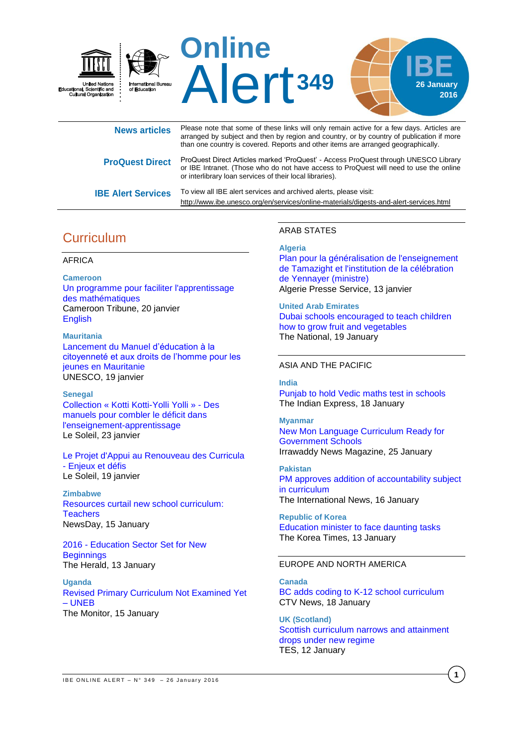United Nations Educational, Scientific and Cultural Organization

International Bureau of Education

# Online Alert 349

IBE 26 January 2016

**News articles** Please note that some of these links will only remain active for a few days. Articles are arranged by subject and then by region and country, or by country of publication if more than one country is covered. Reports and other items are arranged geographically.

**ProQuest Direct** ProQuest Direct Articles marked 'ProQuest' - Access ProQuest through UNESCO Library or IBE Intranet. (Those who do not have access to ProQuest will need to use the online or interlibrary loan services of their local libraries).

**IBE Alert Services** To view all IBE alert services and archived alerts, please visit: http://www.ibe.unesco.org/en/services/online-materials/digests-and-alert-services.html

## Curriculum

### AFRICA

**Cameroon**

Un programme pour faciliter l'apprentissage des mathématiques
Cameroon Tribune, 20 janvier
English

**Mauritania**

Lancement du Manuel d'éducation à la citoyenneté et aux droits de l'homme pour les jeunes en Mauritanie
UNESCO, 19 janvier

**Senegal**

Collection « Kotti Kotti-Yolli Yolli » - Des manuels pour combler le déficit dans l'enseignement-apprentissage
Le Soleil, 23 janvier

Le Projet d'Appui au Renouveau des Curricula - Enjeux et défis
Le Soleil, 19 janvier

**Zimbabwe**

Resources curtail new school curriculum: Teachers
NewsDay, 15 January

2016 - Education Sector Set for New Beginnings
The Herald, 13 January

**Uganda**

Revised Primary Curriculum Not Examined Yet – UNEB
The Monitor, 15 January

### ARAB STATES

**Algeria**

Plan pour la généralisation de l'enseignement de Tamazight et l'institution de la célébration de Yennayer (ministre)
Algerie Presse Service, 13 janvier

**United Arab Emirates**

Dubai schools encouraged to teach children how to grow fruit and vegetables
The National, 19 January

### ASIA AND THE PACIFIC

**India**

Punjab to hold Vedic maths test in schools
The Indian Express, 18 January

**Myanmar**

New Mon Language Curriculum Ready for Government Schools
Irrawaddy News Magazine, 25 January

**Pakistan**

PM approves addition of accountability subject in curriculum
The International News, 16 January

**Republic of Korea**

Education minister to face daunting tasks
The Korea Times, 13 January

### EUROPE AND NORTH AMERICA

**Canada**

BC adds coding to K-12 school curriculum
CTV News, 18 January

**UK (Scotland)**

Scottish curriculum narrows and attainment drops under new regime
TES, 12 January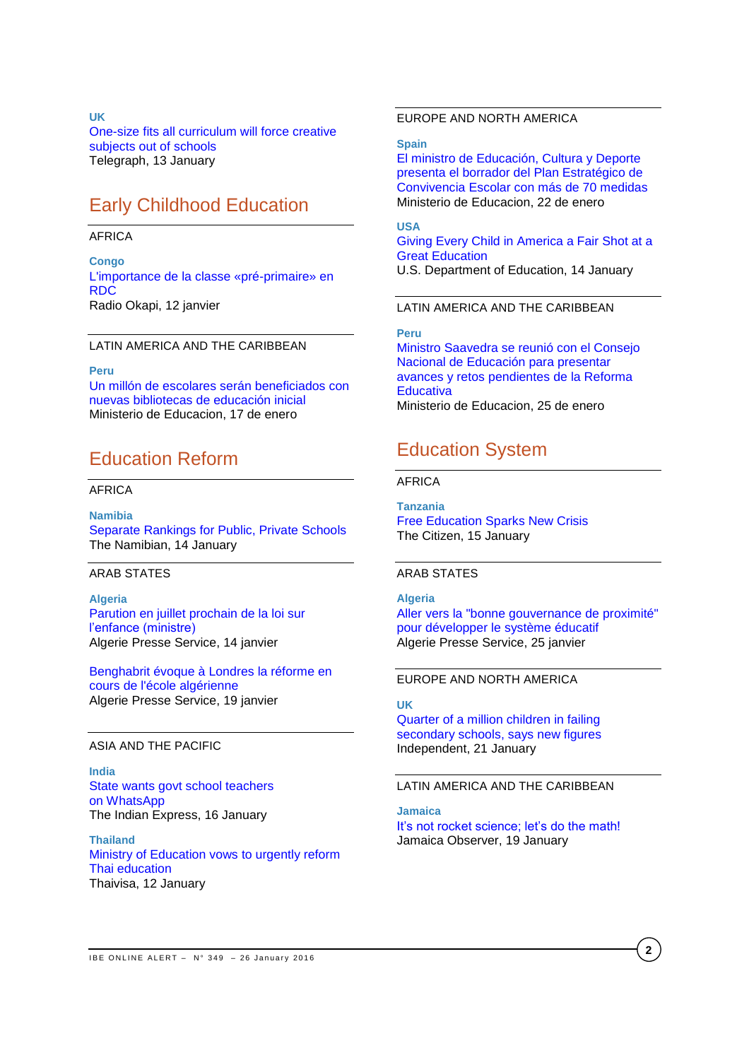**UK**
One-size fits all curriculum will force creative subjects out of schools
Telegraph, 13 January

## Early Childhood Education

AFRICA

**Congo**
L'importance de la classe «pré-primaire» en RDC
Radio Okapi, 12 janvier

LATIN AMERICA AND THE CARIBBEAN

**Peru**
Un millón de escolares serán beneficiados con nuevas bibliotecas de educación inicial
Ministerio de Educacion, 17 de enero

## Education Reform

AFRICA

**Namibia**
Separate Rankings for Public, Private Schools
The Namibian, 14 January

ARAB STATES

**Algeria**
Parution en juillet prochain de la loi sur l'enfance (ministre)
Algerie Presse Service, 14 janvier

Benghabrit évoque à Londres la réforme en cours de l'école algérienne
Algerie Presse Service, 19 janvier

ASIA AND THE PACIFIC

**India**
State wants govt school teachers on WhatsApp
The Indian Express, 16 January

**Thailand**
Ministry of Education vows to urgently reform Thai education
Thaivisa, 12 January

EUROPE AND NORTH AMERICA

**Spain**
El ministro de Educación, Cultura y Deporte presenta el borrador del Plan Estratégico de Convivencia Escolar con más de 70 medidas
Ministerio de Educacion, 22 de enero

**USA**
Giving Every Child in America a Fair Shot at a Great Education
U.S. Department of Education, 14 January

LATIN AMERICA AND THE CARIBBEAN

**Peru**
Ministro Saavedra se reunió con el Consejo Nacional de Educación para presentar avances y retos pendientes de la Reforma Educativa
Ministerio de Educacion, 25 de enero

## Education System

AFRICA

**Tanzania**
Free Education Sparks New Crisis
The Citizen, 15 January

ARAB STATES

**Algeria**
Aller vers la "bonne gouvernance de proximité" pour développer le système éducatif
Algerie Presse Service, 25 janvier

EUROPE AND NORTH AMERICA

**UK**
Quarter of a million children in failing secondary schools, says new figures
Independent, 21 January

LATIN AMERICA AND THE CARIBBEAN

**Jamaica**
It's not rocket science; let's do the math!
Jamaica Observer, 19 January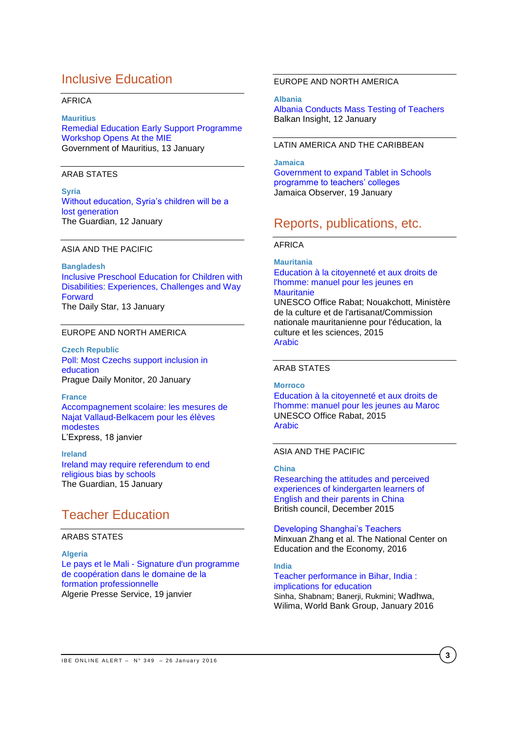# Inclusive Education

### AFRICA

**Mauritius**
Remedial Education Early Support Programme Workshop Opens At the MIE
Government of Mauritius, 13 January

### ARAB STATES

**Syria**
Without education, Syria's children will be a lost generation
The Guardian, 12 January

### ASIA AND THE PACIFIC

**Bangladesh**
Inclusive Preschool Education for Children with Disabilities: Experiences, Challenges and Way Forward
The Daily Star, 13 January

### EUROPE AND NORTH AMERICA

**Czech Republic**
Poll: Most Czechs support inclusion in education
Prague Daily Monitor, 20 January

**France**
Accompagnement scolaire: les mesures de Najat Vallaud-Belkacem pour les élèves modestes
L'Express, 18 janvier

**Ireland**
Ireland may require referendum to end religious bias by schools
The Guardian, 15 January

# Teacher Education

### ARABS STATES

**Algeria**
Le pays et le Mali - Signature d'un programme de coopération dans le domaine de la formation professionnelle
Algerie Presse Service, 19 janvier

### EUROPE AND NORTH AMERICA

**Albania**
Albania Conducts Mass Testing of Teachers
Balkan Insight, 12 January

### LATIN AMERICA AND THE CARIBBEAN

**Jamaica**
Government to expand Tablet in Schools programme to teachers' colleges
Jamaica Observer, 19 January

# Reports, publications, etc.

### AFRICA

**Mauritania**
Education à la citoyenneté et aux droits de l'homme: manuel pour les jeunes en Mauritanie
UNESCO Office Rabat; Nouakchott, Ministère de la culture et de l'artisanat/Commission nationale mauritanienne pour l'éducation, la culture et les sciences, 2015
Arabic

### ARAB STATES

**Morroco**
Education à la citoyenneté et aux droits de l'homme: manuel pour les jeunes au Maroc
UNESCO Office Rabat, 2015
Arabic

### ASIA AND THE PACIFIC

**China**
Researching the attitudes and perceived experiences of kindergarten learners of English and their parents in China
British council, December 2015

Developing Shanghai's Teachers
Minxuan Zhang et al. The National Center on Education and the Economy, 2016

**India**
Teacher performance in Bihar, India : implications for education
Sinha, Shabnam; Banerji, Rukmini; Wadhwa, Wilima, World Bank Group, January 2016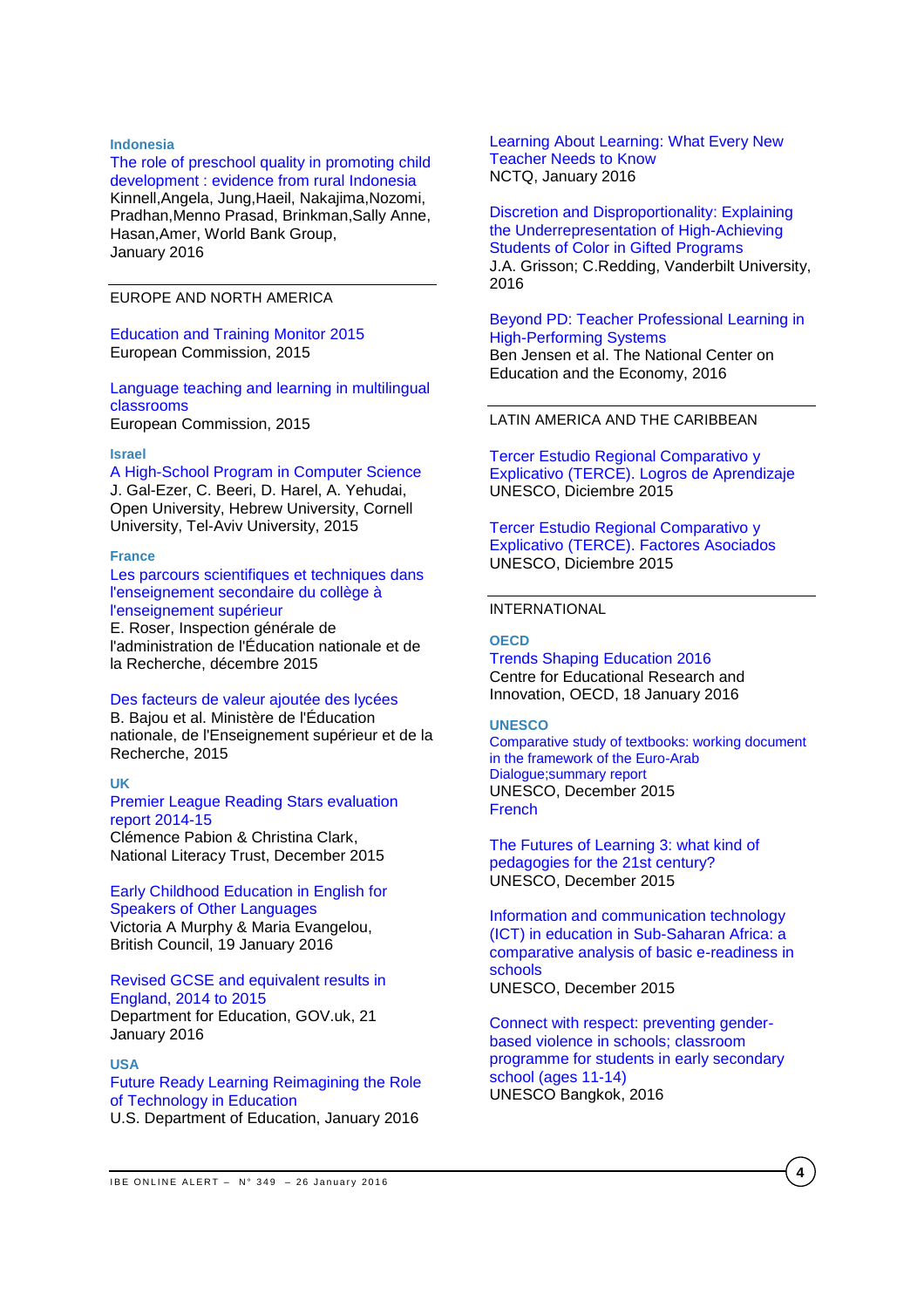### Indonesia

The role of preschool quality in promoting child development : evidence from rural Indonesia
Kinnell,Angela, Jung,Haeil, Nakajima,Nozomi, Pradhan,Menno Prasad, Brinkman,Sally Anne, Hasan,Amer, World Bank Group, January 2016

## EUROPE AND NORTH AMERICA

Education and Training Monitor 2015
European Commission, 2015

Language teaching and learning in multilingual classrooms
European Commission, 2015

### Israel

A High-School Program in Computer Science
J. Gal-Ezer, C. Beeri, D. Harel, A. Yehudai, Open University, Hebrew University, Cornell University, Tel-Aviv University, 2015

### France

Les parcours scientifiques et techniques dans l'enseignement secondaire du collège à l'enseignement supérieur
E. Roser, Inspection générale de l'administration de l'Éducation nationale et de la Recherche, décembre 2015

Des facteurs de valeur ajoutée des lycées
B. Bajou et al. Ministère de l'Éducation nationale, de l'Enseignement supérieur et de la Recherche, 2015

### UK

Premier League Reading Stars evaluation report 2014-15
Clémence Pabion & Christina Clark, National Literacy Trust, December 2015

Early Childhood Education in English for Speakers of Other Languages
Victoria A Murphy & Maria Evangelou, British Council, 19 January 2016

Revised GCSE and equivalent results in England, 2014 to 2015
Department for Education, GOV.uk, 21 January 2016

### USA

Future Ready Learning Reimagining the Role of Technology in Education
U.S. Department of Education, January 2016

Learning About Learning: What Every New Teacher Needs to Know
NCTQ, January 2016

Discretion and Disproportionality: Explaining the Underrepresentation of High-Achieving Students of Color in Gifted Programs
J.A. Grisson; C.Redding, Vanderbilt University, 2016

Beyond PD: Teacher Professional Learning in High-Performing Systems
Ben Jensen et al. The National Center on Education and the Economy, 2016

## LATIN AMERICA AND THE CARIBBEAN

Tercer Estudio Regional Comparativo y Explicativo (TERCE). Logros de Aprendizaje
UNESCO, Diciembre 2015

Tercer Estudio Regional Comparativo y Explicativo (TERCE). Factores Asociados
UNESCO, Diciembre 2015

## INTERNATIONAL

### OECD

Trends Shaping Education 2016
Centre for Educational Research and Innovation, OECD, 18 January 2016

### UNESCO

Comparative study of textbooks: working document in the framework of the Euro-Arab Dialogue;summary report
UNESCO, December 2015
French

The Futures of Learning 3: what kind of pedagogies for the 21st century?
UNESCO, December 2015

Information and communication technology (ICT) in education in Sub-Saharan Africa: a comparative analysis of basic e-readiness in schools
UNESCO, December 2015

Connect with respect: preventing gender-based violence in schools; classroom programme for students in early secondary school (ages 11-14)
UNESCO Bangkok, 2016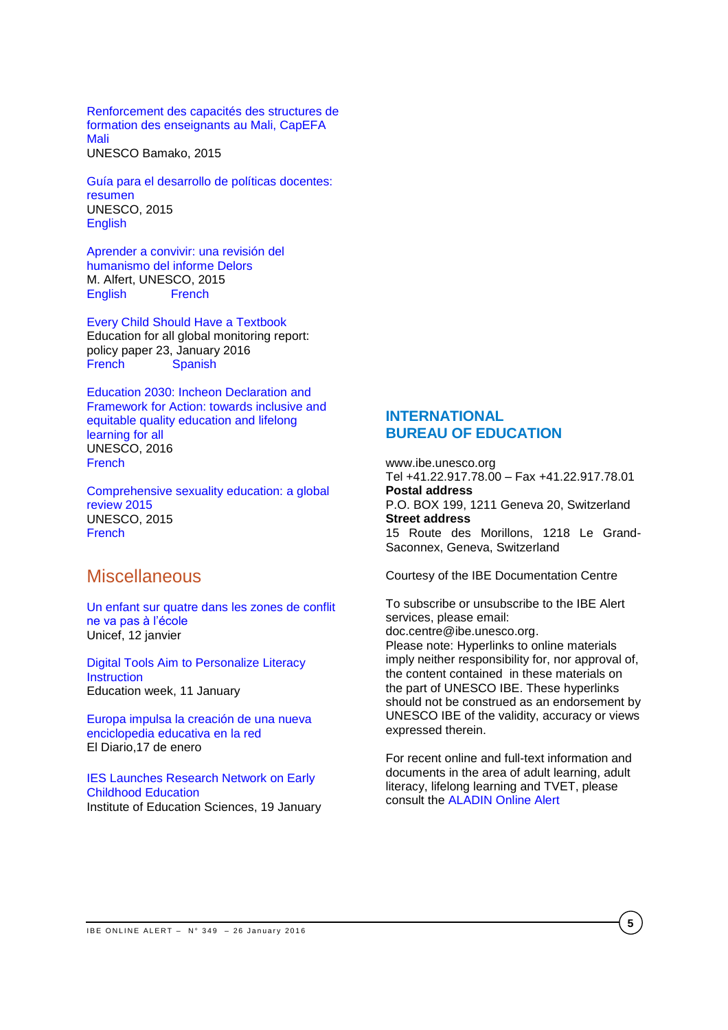Renforcement des capacités des structures de formation des enseignants au Mali, CapEFA Mali
UNESCO Bamako, 2015

Guía para el desarrollo de políticas docentes: resumen
UNESCO, 2015
English

Aprender a convivir: una revisión del humanismo del informe Delors
M. Alfert, UNESCO, 2015
English French

Every Child Should Have a Textbook
Education for all global monitoring report: policy paper 23, January 2016
French Spanish

Education 2030: Incheon Declaration and Framework for Action: towards inclusive and equitable quality education and lifelong learning for all
UNESCO, 2016
French

Comprehensive sexuality education: a global review 2015
UNESCO, 2015
French

## Miscellaneous

Un enfant sur quatre dans les zones de conflit ne va pas à l'école
Unicef, 12 janvier

Digital Tools Aim to Personalize Literacy Instruction
Education week, 11 January

Europa impulsa la creación de una nueva enciclopedia educativa en la red
El Diario,17 de enero

IES Launches Research Network on Early Childhood Education
Institute of Education Sciences, 19 January

## INTERNATIONAL BUREAU OF EDUCATION

www.ibe.unesco.org
Tel +41.22.917.78.00 – Fax +41.22.917.78.01
**Postal address**
P.O. BOX 199, 1211 Geneva 20, Switzerland
**Street address**
15 Route des Morillons, 1218 Le Grand-Saconnex, Geneva, Switzerland

Courtesy of the IBE Documentation Centre

To subscribe or unsubscribe to the IBE Alert services, please email: doc.centre@ibe.unesco.org.
Please note: Hyperlinks to online materials imply neither responsibility for, nor approval of, the content contained in these materials on the part of UNESCO IBE. These hyperlinks should not be construed as an endorsement by UNESCO IBE of the validity, accuracy or views expressed therein.

For recent online and full-text information and documents in the area of adult learning, adult literacy, lifelong learning and TVET, please consult the ALADIN Online Alert